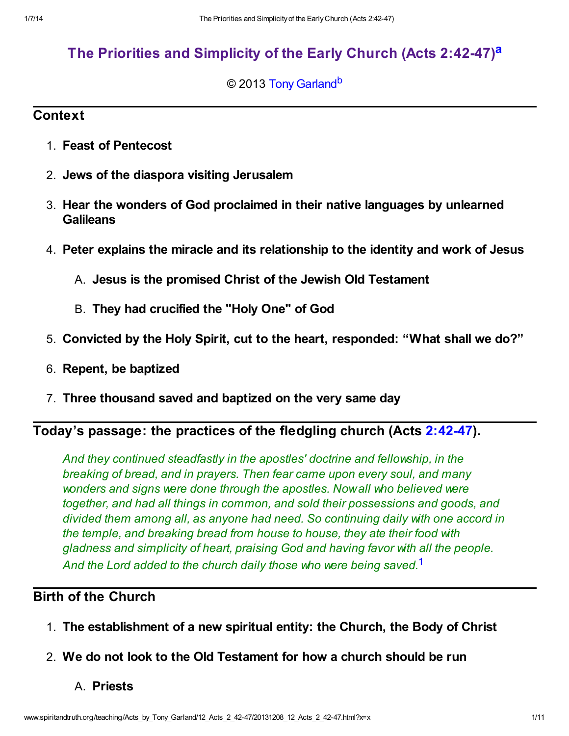# The Priorities and Simplicity of the Early Church (Acts 2:42-47)[a]

© 2013 Tony Garland[b]

## Context

1. **Feast of Pentecost**
2. **Jews of the diaspora visiting Jerusalem**
3. **Hear the wonders of God proclaimed in their native languages by unlearned Galileans**
4. **Peter explains the miracle and its relationship to the identity and work of Jesus**
   A. **Jesus is the promised Christ of the Jewish Old Testament**
   B. **They had crucified the "Holy One" of God**
5. **Convicted by the Holy Spirit, cut to the heart, responded: "What shall we do?"**
6. **Repent, be baptized**
7. **Three thousand saved and baptized on the very same day**

## Today's passage: the practices of the fledgling church (Acts 2:42-47).

*And they continued steadfastly in the apostles' doctrine and fellowship, in the breaking of bread, and in prayers. Then fear came upon every soul, and many wonders and signs were done through the apostles. Now all who believed were together, and had all things in common, and sold their possessions and goods, and divided them among all, as anyone had need. So continuing daily with one accord in the temple, and breaking bread from house to house, they ate their food with gladness and simplicity of heart, praising God and having favor with all the people. And the Lord added to the church daily those who were being saved.*[1]

## Birth of the Church

1. **The establishment of a new spiritual entity: the Church, the Body of Christ**
2. **We do not look to the Old Testament for how a church should be run**
   A. **Priests**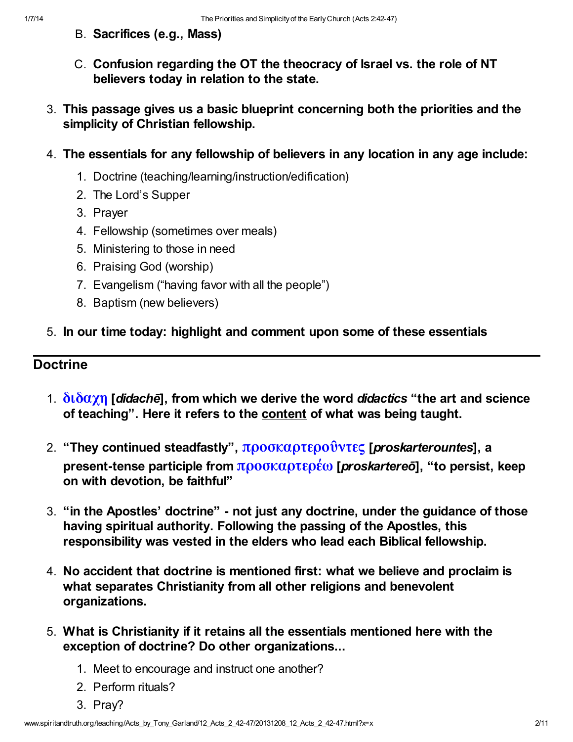B. **Sacrifices (e.g., Mass)**

   C. **Confusion regarding the OT the theocracy of Israel vs. the role of NT believers today in relation to the state.**

3. **This passage gives us a basic blueprint concerning both the priorities and the simplicity of Christian fellowship.**

4. **The essentials for any fellowship of believers in any location in any age include:**
   1. Doctrine (teaching/learning/instruction/edification)
   2. The Lord's Supper
   3. Prayer
   4. Fellowship (sometimes over meals)
   5. Ministering to those in need
   6. Praising God (worship)
   7. Evangelism ("having favor with all the people")
   8. Baptism (new believers)

5. **In our time today: highlight and comment upon some of these essentials**

## Doctrine

1. **διδαχη [*didachē*], from which we derive the word *didactics* "the art and science of teaching". Here it refers to the <u>content</u> of what was being taught.**

2. **"They continued steadfastly", προσκαρτεροῦντες [*proskarterountes*], a present-tense participle from προσκαρτερέω [*proskartereō*], "to persist, keep on with devotion, be faithful"**

3. **"in the Apostles' doctrine" - not just any doctrine, under the guidance of those having spiritual authority. Following the passing of the Apostles, this responsibility was vested in the elders who lead each Biblical fellowship.**

4. **No accident that doctrine is mentioned first: what we believe and proclaim is what separates Christianity from all other religions and benevolent organizations.**

5. **What is Christianity if it retains all the essentials mentioned here with the exception of doctrine? Do other organizations...**
   1. Meet to encourage and instruct one another?
   2. Perform rituals?
   3. Pray?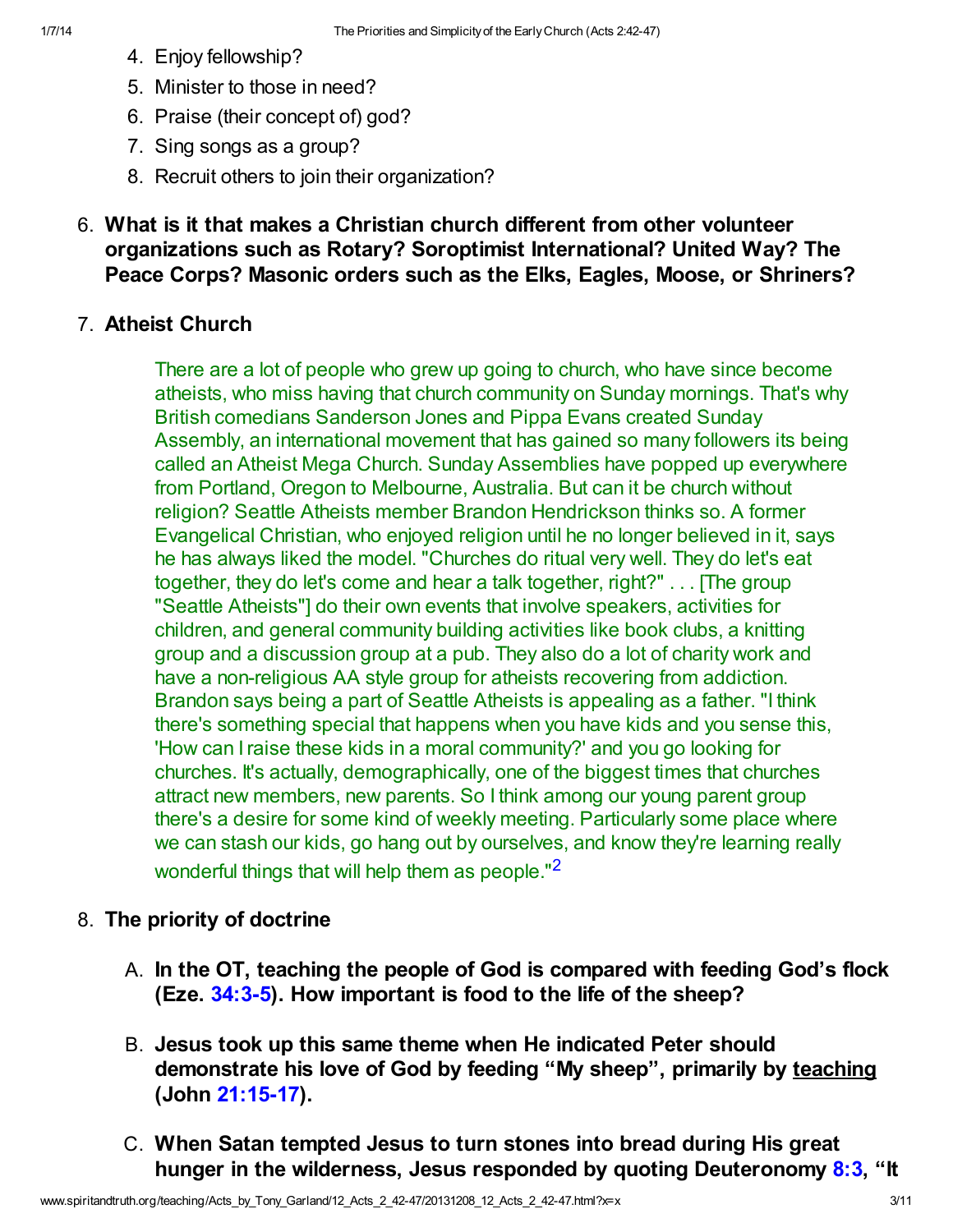4. Enjoy fellowship?
5. Minister to those in need?
6. Praise (their concept of) god?
7. Sing songs as a group?
8. Recruit others to join their organization?

6. **What is it that makes a Christian church different from other volunteer organizations such as Rotary? Soroptimist International? United Way? The Peace Corps? Masonic orders such as the Elks, Eagles, Moose, or Shriners?**

7. **Atheist Church**

    > There are a lot of people who grew up going to church, who have since become atheists, who miss having that church community on Sunday mornings. That's why British comedians Sanderson Jones and Pippa Evans created Sunday Assembly, an international movement that has gained so many followers its being called an Atheist Mega Church. Sunday Assemblies have popped up everywhere from Portland, Oregon to Melbourne, Australia. But can it be church without religion? Seattle Atheists member Brandon Hendrickson thinks so. A former Evangelical Christian, who enjoyed religion until he no longer believed in it, says he has always liked the model. "Churches do ritual very well. They do let's eat together, they do let's come and hear a talk together, right?" . . . [The group "Seattle Atheists"] do their own events that involve speakers, activities for children, and general community building activities like book clubs, a knitting group and a discussion group at a pub. They also do a lot of charity work and have a non-religious AA style group for atheists recovering from addiction. Brandon says being a part of Seattle Atheists is appealing as a father. "I think there's something special that happens when you have kids and you sense this, 'How can I raise these kids in a moral community?' and you go looking for churches. It's actually, demographically, one of the biggest times that churches attract new members, new parents. So I think among our young parent group there's a desire for some kind of weekly meeting. Particularly some place where we can stash our kids, go hang out by ourselves, and know they're learning really wonderful things that will help them as people."[2]

8. **The priority of doctrine**

    A. **In the OT, teaching the people of God is compared with feeding God's flock (Eze. 34:3-5). How important is food to the life of the sheep?**

    B. **Jesus took up this same theme when He indicated Peter should demonstrate his love of God by feeding "My sheep", primarily by teaching (John 21:15-17).**

    C. **When Satan tempted Jesus to turn stones into bread during His great hunger in the wilderness, Jesus responded by quoting Deuteronomy 8:3, "It**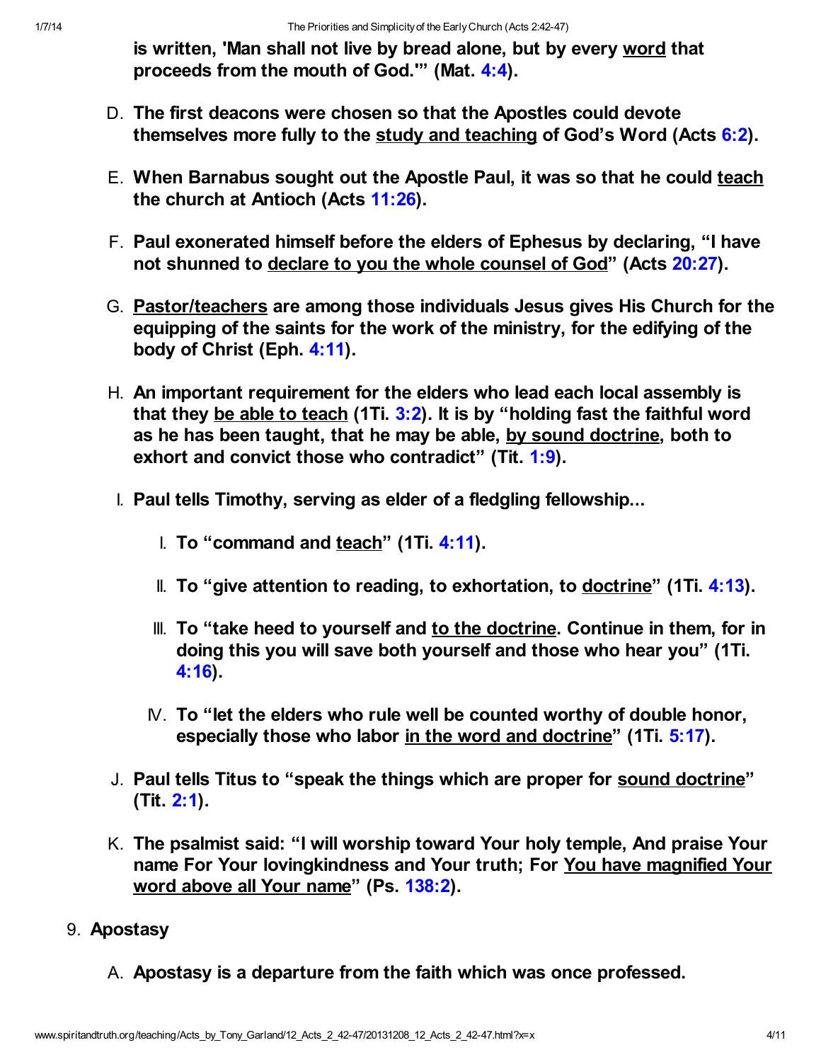**is written, 'Man shall not live by bread alone, but by every word that proceeds from the mouth of God.'" (Mat. 4:4).**

D. **The first deacons were chosen so that the Apostles could devote themselves more fully to the study and teaching of God's Word (Acts 6:2).**

E. **When Barnabus sought out the Apostle Paul, it was so that he could teach the church at Antioch (Acts 11:26).**

F. **Paul exonerated himself before the elders of Ephesus by declaring, "I have not shunned to declare to you the whole counsel of God" (Acts 20:27).**

G. **Pastor/teachers are among those individuals Jesus gives His Church for the equipping of the saints for the work of the ministry, for the edifying of the body of Christ (Eph. 4:11).**

H. **An important requirement for the elders who lead each local assembly is that they be able to teach (1Ti. 3:2). It is by "holding fast the faithful word as he has been taught, that he may be able, by sound doctrine, both to exhort and convict those who contradict" (Tit. 1:9).**

I. **Paul tells Timothy, serving as elder of a fledgling fellowship...**

    I. **To "command and teach" (1Ti. 4:11).**

    II. **To "give attention to reading, to exhortation, to doctrine" (1Ti. 4:13).**

    III. **To "take heed to yourself and to the doctrine. Continue in them, for in doing this you will save both yourself and those who hear you" (1Ti. 4:16).**

    IV. **To "let the elders who rule well be counted worthy of double honor, especially those who labor in the word and doctrine" (1Ti. 5:17).**

J. **Paul tells Titus to "speak the things which are proper for sound doctrine" (Tit. 2:1).**

K. **The psalmist said: "I will worship toward Your holy temple, And praise Your name For Your lovingkindness and Your truth; For You have magnified Your word above all Your name" (Ps. 138:2).**

9. **Apostasy**

    A. **Apostasy is a departure from the faith which was once professed.**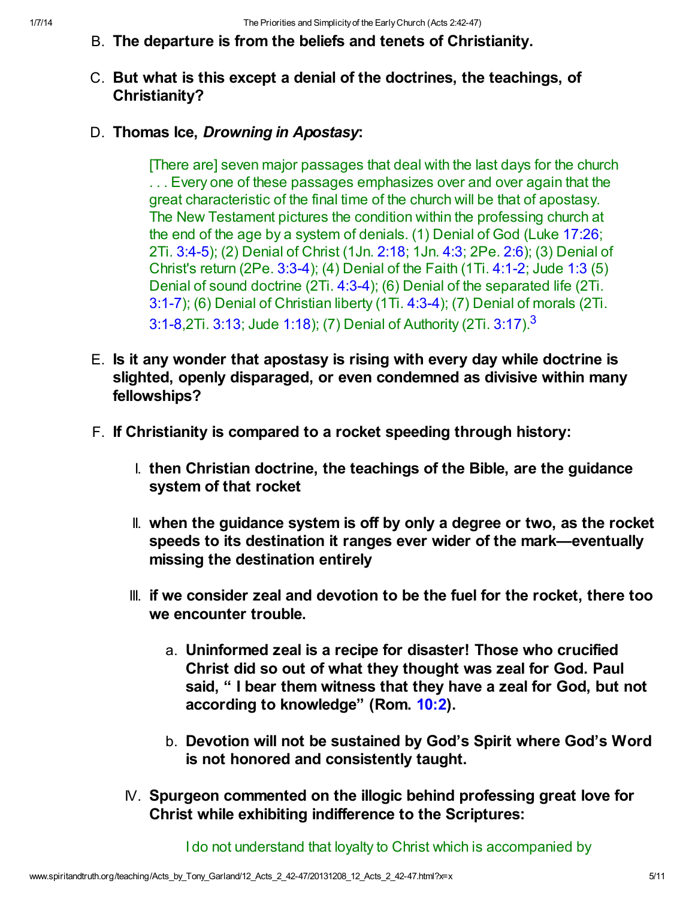B. **The departure is from the beliefs and tenets of Christianity.**

C. **But what is this except a denial of the doctrines, the teachings, of Christianity?**

D. **Thomas Ice, *Drowning in Apostasy*:**

> [There are] seven major passages that deal with the last days for the church . . . Every one of these passages emphasizes over and over again that the great characteristic of the final time of the church will be that of apostasy. The New Testament pictures the condition within the professing church at the end of the age by a system of denials. (1) Denial of God (Luke 17:26; 2Ti. 3:4-5); (2) Denial of Christ (1Jn. 2:18; 1Jn. 4:3; 2Pe. 2:6); (3) Denial of Christ's return (2Pe. 3:3-4); (4) Denial of the Faith (1Ti. 4:1-2; Jude 1:3 (5) Denial of sound doctrine (2Ti. 4:3-4); (6) Denial of the separated life (2Ti. 3:1-7); (6) Denial of Christian liberty (1Ti. 4:3-4); (7) Denial of morals (2Ti. 3:1-8,2Ti. 3:13; Jude 1:18); (7) Denial of Authority (2Ti. 3:17).[3]

E. **Is it any wonder that apostasy is rising with every day while doctrine is slighted, openly disparaged, or even condemned as divisive within many fellowships?**

F. **If Christianity is compared to a rocket speeding through history:**

   I. **then Christian doctrine, the teachings of the Bible, are the guidance system of that rocket**

   II. **when the guidance system is off by only a degree or two, as the rocket speeds to its destination it ranges ever wider of the mark—eventually missing the destination entirely**

   III. **if we consider zeal and devotion to be the fuel for the rocket, there too we encounter trouble.**

      a. **Uninformed zeal is a recipe for disaster! Those who crucified Christ did so out of what they thought was zeal for God. Paul said, " I bear them witness that they have a zeal for God, but not according to knowledge" (Rom. 10:2).**

      b. **Devotion will not be sustained by God's Spirit where God's Word is not honored and consistently taught.**

   IV. **Spurgeon commented on the illogic behind professing great love for Christ while exhibiting indifference to the Scriptures:**

> I do not understand that loyalty to Christ which is accompanied by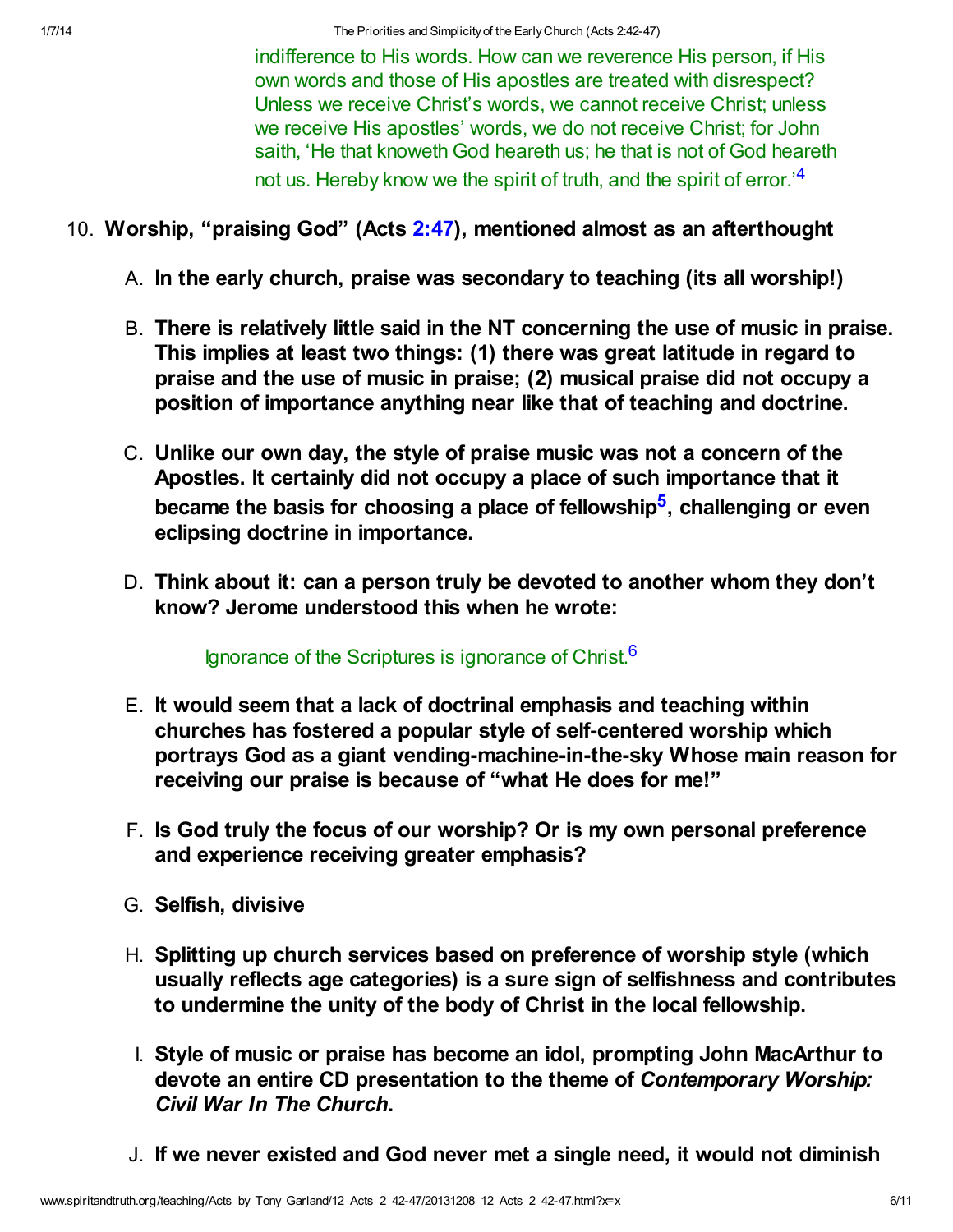> indifference to His words. How can we reverence His person, if His own words and those of His apostles are treated with disrespect? Unless we receive Christ's words, we cannot receive Christ; unless we receive His apostles' words, we do not receive Christ; for John saith, 'He that knoweth God heareth us; he that is not of God heareth not us. Hereby know we the spirit of truth, and the spirit of error.'[4]

10. **Worship, "praising God" (Acts 2:47), mentioned almost as an afterthought**

    A. **In the early church, praise was secondary to teaching (its all worship!)**

    B. **There is relatively little said in the NT concerning the use of music in praise. This implies at least two things: (1) there was great latitude in regard to praise and the use of music in praise; (2) musical praise did not occupy a position of importance anything near like that of teaching and doctrine.**

    C. **Unlike our own day, the style of praise music was not a concern of the Apostles. It certainly did not occupy a place of such importance that it became the basis for choosing a place of fellowship[5], challenging or even eclipsing doctrine in importance.**

    D. **Think about it: can a person truly be devoted to another whom they don't know? Jerome understood this when he wrote:**

    > Ignorance of the Scriptures is ignorance of Christ.[6]

    E. **It would seem that a lack of doctrinal emphasis and teaching within churches has fostered a popular style of self-centered worship which portrays God as a giant vending-machine-in-the-sky Whose main reason for receiving our praise is because of "what He does for me!"**

    F. **Is God truly the focus of our worship? Or is my own personal preference and experience receiving greater emphasis?**

    G. **Selfish, divisive**

    H. **Splitting up church services based on preference of worship style (which usually reflects age categories) is a sure sign of selfishness and contributes to undermine the unity of the body of Christ in the local fellowship.**

    I. **Style of music or praise has become an idol, prompting John MacArthur to devote an entire CD presentation to the theme of *Contemporary Worship: Civil War In The Church*.**

    J. **If we never existed and God never met a single need, it would not diminish**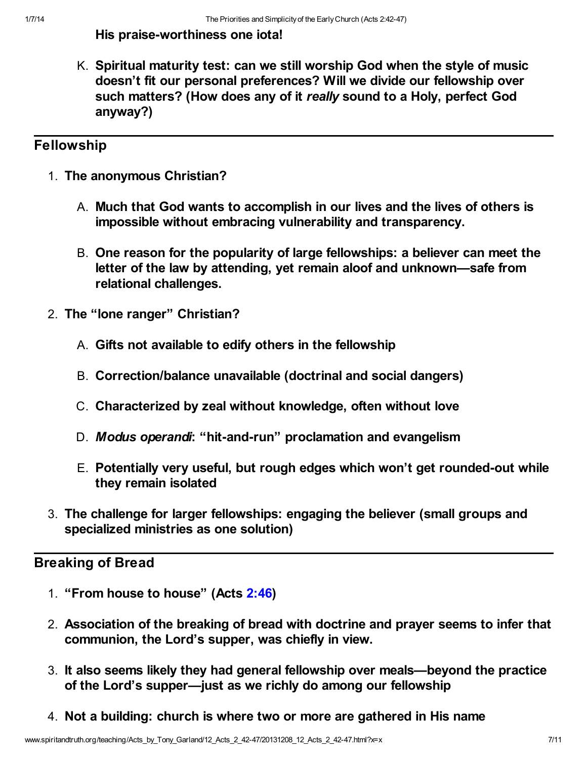**His praise-worthiness one iota!**

K. **Spiritual maturity test: can we still worship God when the style of music doesn't fit our personal preferences? Will we divide our fellowship over such matters? (How does any of it *really* sound to a Holy, perfect God anyway?)**

## Fellowship

1. **The anonymous Christian?**

   A. **Much that God wants to accomplish in our lives and the lives of others is impossible without embracing vulnerability and transparency.**

   B. **One reason for the popularity of large fellowships: a believer can meet the letter of the law by attending, yet remain aloof and unknown—safe from relational challenges.**

2. **The "lone ranger" Christian?**

   A. **Gifts not available to edify others in the fellowship**

   B. **Correction/balance unavailable (doctrinal and social dangers)**

   C. **Characterized by zeal without knowledge, often without love**

   D. ***Modus operandi*: "hit-and-run" proclamation and evangelism**

   E. **Potentially very useful, but rough edges which won't get rounded-out while they remain isolated**

3. **The challenge for larger fellowships: engaging the believer (small groups and specialized ministries as one solution)**

## Breaking of Bread

1. **"From house to house" (Acts 2:46)**

2. **Association of the breaking of bread with doctrine and prayer seems to infer that communion, the Lord's supper, was chiefly in view.**

3. **It also seems likely they had general fellowship over meals—beyond the practice of the Lord's supper—just as we richly do among our fellowship**

4. **Not a building: church is where two or more are gathered in His name**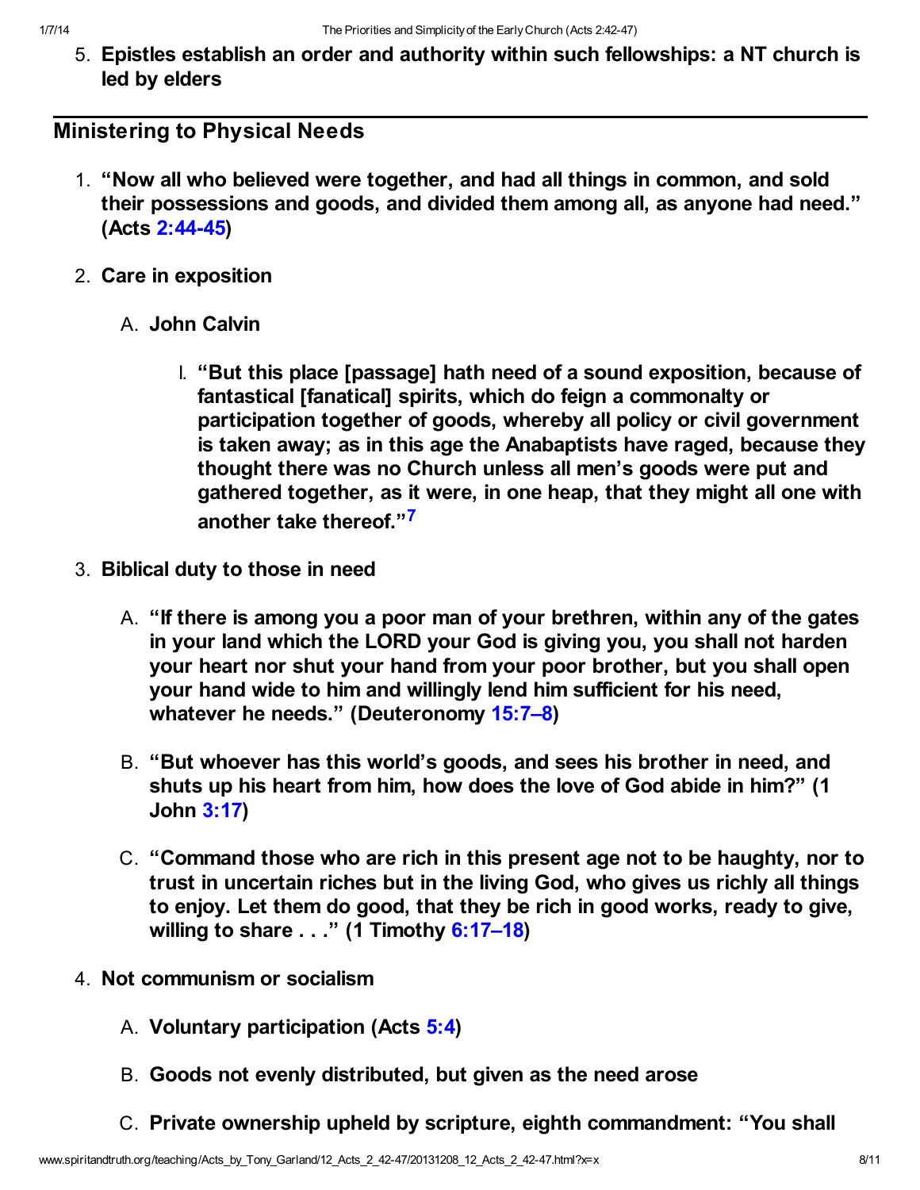5. **Epistles establish an order and authority within such fellowships: a NT church is led by elders**

## Ministering to Physical Needs

1. **"Now all who believed were together, and had all things in common, and sold their possessions and goods, and divided them among all, as anyone had need." (Acts 2:44-45)**
2. **Care in exposition**
   A. **John Calvin**
      I. **"But this place [passage] hath need of a sound exposition, because of fantastical [fanatical] spirits, which do feign a commonalty or participation together of goods, whereby all policy or civil government is taken away; as in this age the Anabaptists have raged, because they thought there was no Church unless all men's goods were put and gathered together, as it were, in one heap, that they might all one with another take thereof."[7]**
3. **Biblical duty to those in need**
   A. **"If there is among you a poor man of your brethren, within any of the gates in your land which the LORD your God is giving you, you shall not harden your heart nor shut your hand from your poor brother, but you shall open your hand wide to him and willingly lend him sufficient for his need, whatever he needs." (Deuteronomy 15:7–8)**
   B. **"But whoever has this world's goods, and sees his brother in need, and shuts up his heart from him, how does the love of God abide in him?" (1 John 3:17)**
   C. **"Command those who are rich in this present age not to be haughty, nor to trust in uncertain riches but in the living God, who gives us richly all things to enjoy. Let them do good, that they be rich in good works, ready to give, willing to share . . ." (1 Timothy 6:17–18)**
4. **Not communism or socialism**
   A. **Voluntary participation (Acts 5:4)**
   B. **Goods not evenly distributed, but given as the need arose**
   C. **Private ownership upheld by scripture, eighth commandment: "You shall**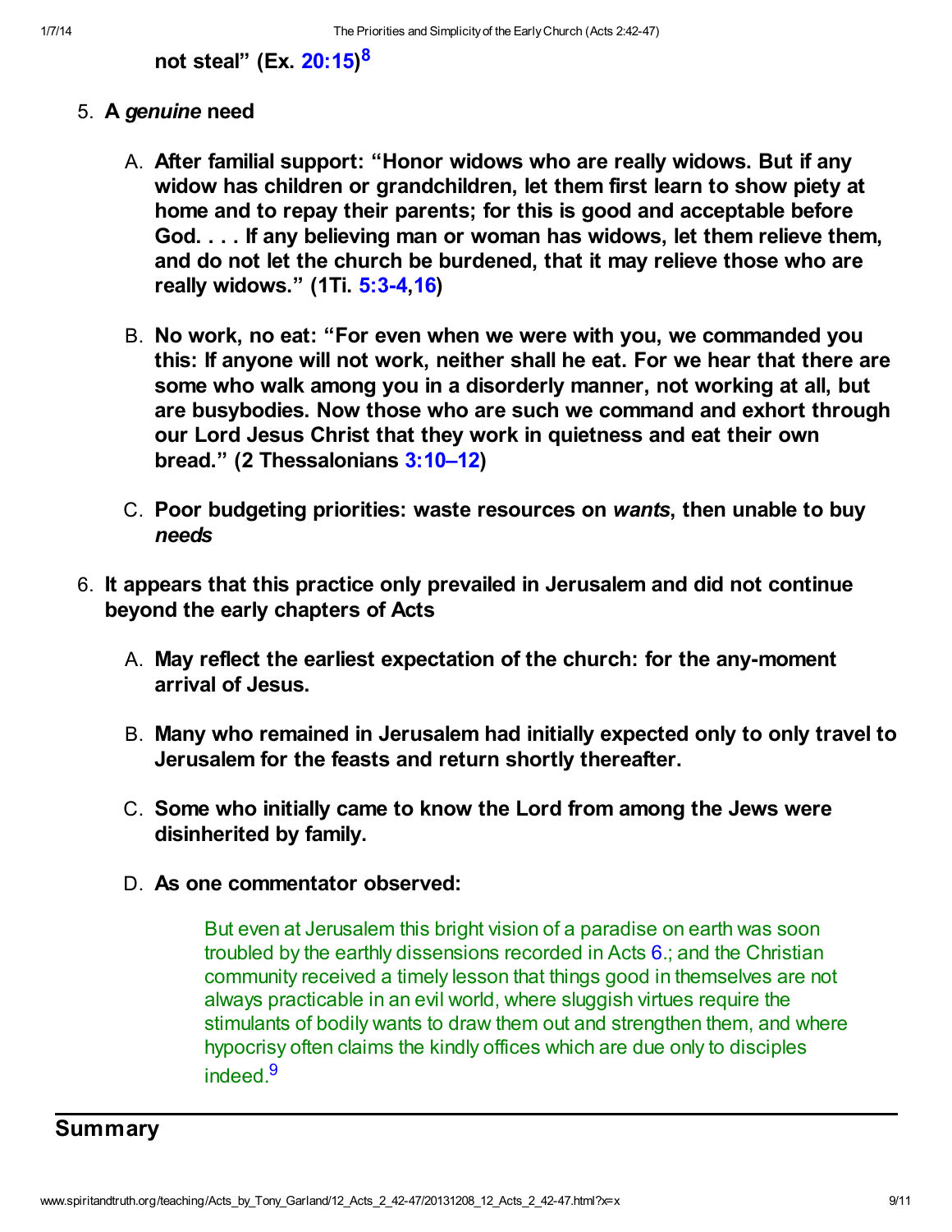**not steal" (Ex. 20:15)[8]**

5. **A *genuine* need**

    A. **After familial support: "Honor widows who are really widows. But if any widow has children or grandchildren, let them first learn to show piety at home and to repay their parents; for this is good and acceptable before God. . . . If any believing man or woman has widows, let them relieve them, and do not let the church be burdened, that it may relieve those who are really widows." (1Ti. 5:3-4,16)**

    B. **No work, no eat: "For even when we were with you, we commanded you this: If anyone will not work, neither shall he eat. For we hear that there are some who walk among you in a disorderly manner, not working at all, but are busybodies. Now those who are such we command and exhort through our Lord Jesus Christ that they work in quietness and eat their own bread." (2 Thessalonians 3:10–12)**

    C. **Poor budgeting priorities: waste resources on *wants*, then unable to buy *needs***

6. **It appears that this practice only prevailed in Jerusalem and did not continue beyond the early chapters of Acts**

    A. **May reflect the earliest expectation of the church: for the any-moment arrival of Jesus.**

    B. **Many who remained in Jerusalem had initially expected only to only travel to Jerusalem for the feasts and return shortly thereafter.**

    C. **Some who initially came to know the Lord from among the Jews were disinherited by family.**

    D. **As one commentator observed:**

    > But even at Jerusalem this bright vision of a paradise on earth was soon troubled by the earthly dissensions recorded in Acts 6.; and the Christian community received a timely lesson that things good in themselves are not always practicable in an evil world, where sluggish virtues require the stimulants of bodily wants to draw them out and strengthen them, and where hypocrisy often claims the kindly offices which are due only to disciples indeed.[9]

---

## Summary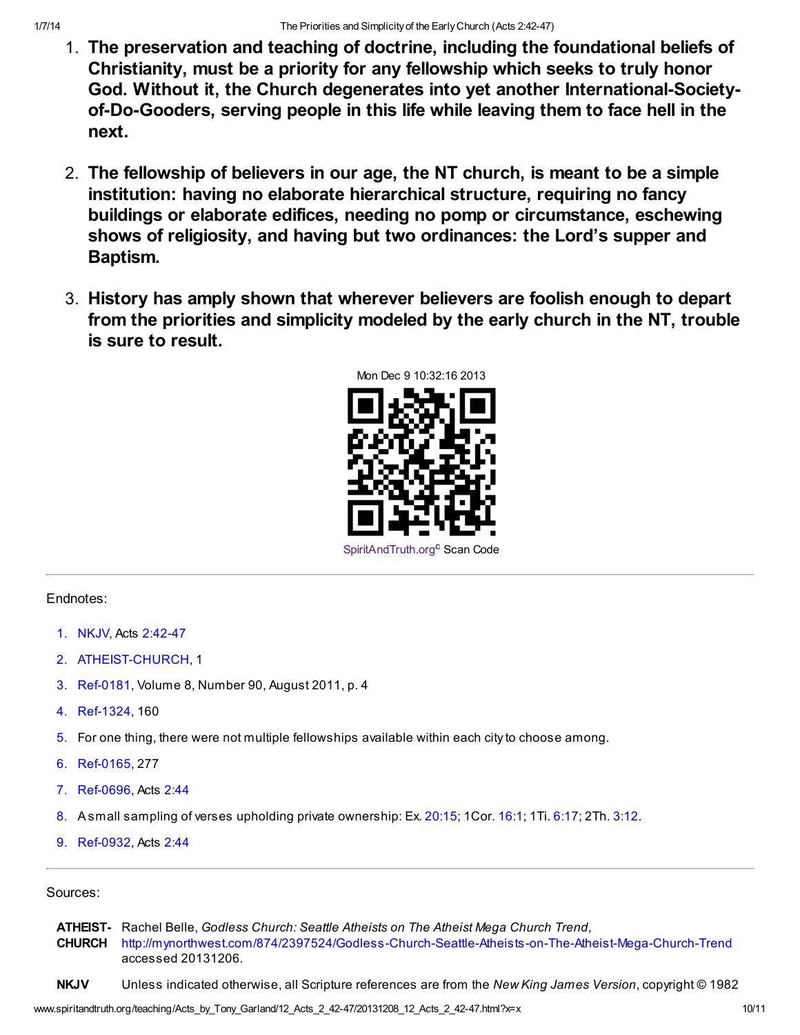1. **The preservation and teaching of doctrine, including the foundational beliefs of Christianity, must be a priority for any fellowship which seeks to truly honor God. Without it, the Church degenerates into yet another International-Society-of-Do-Gooders, serving people in this life while leaving them to face hell in the next.**

2. **The fellowship of believers in our age, the NT church, is meant to be a simple institution: having no elaborate hierarchical structure, requiring no fancy buildings or elaborate edifices, needing no pomp or circumstance, eschewing shows of religiosity, and having but two ordinances: the Lord's supper and Baptism.**

3. **History has amply shown that wherever believers are foolish enough to depart from the priorities and simplicity modeled by the early church in the NT, trouble is sure to result.**

Mon Dec 9 10:32:16 2013

SpiritAndTruth.org[c] Scan Code

---

Endnotes:

1. NKJV, Acts 2:42-47
2. ATHEIST-CHURCH, 1
3. Ref-0181, Volume 8, Number 90, August 2011, p. 4
4. Ref-1324, 160
5. For one thing, there were not multiple fellowships available within each city to choose among.
6. Ref-0165, 277
7. Ref-0696, Acts 2:44
8. A small sampling of verses upholding private ownership: Ex. 20:15; 1Cor. 16:1; 1Ti. 6:17; 2Th. 3:12.
9. Ref-0932, Acts 2:44

---

Sources:

**ATHEIST-CHURCH** Rachel Belle, *Godless Church: Seattle Atheists on The Atheist Mega Church Trend*, http://mynorthwest.com/874/2397524/Godless-Church-Seattle-Atheists-on-The-Atheist-Mega-Church-Trend accessed 20131206.

**NKJV** Unless indicated otherwise, all Scripture references are from the *New King James Version*, copyright © 1982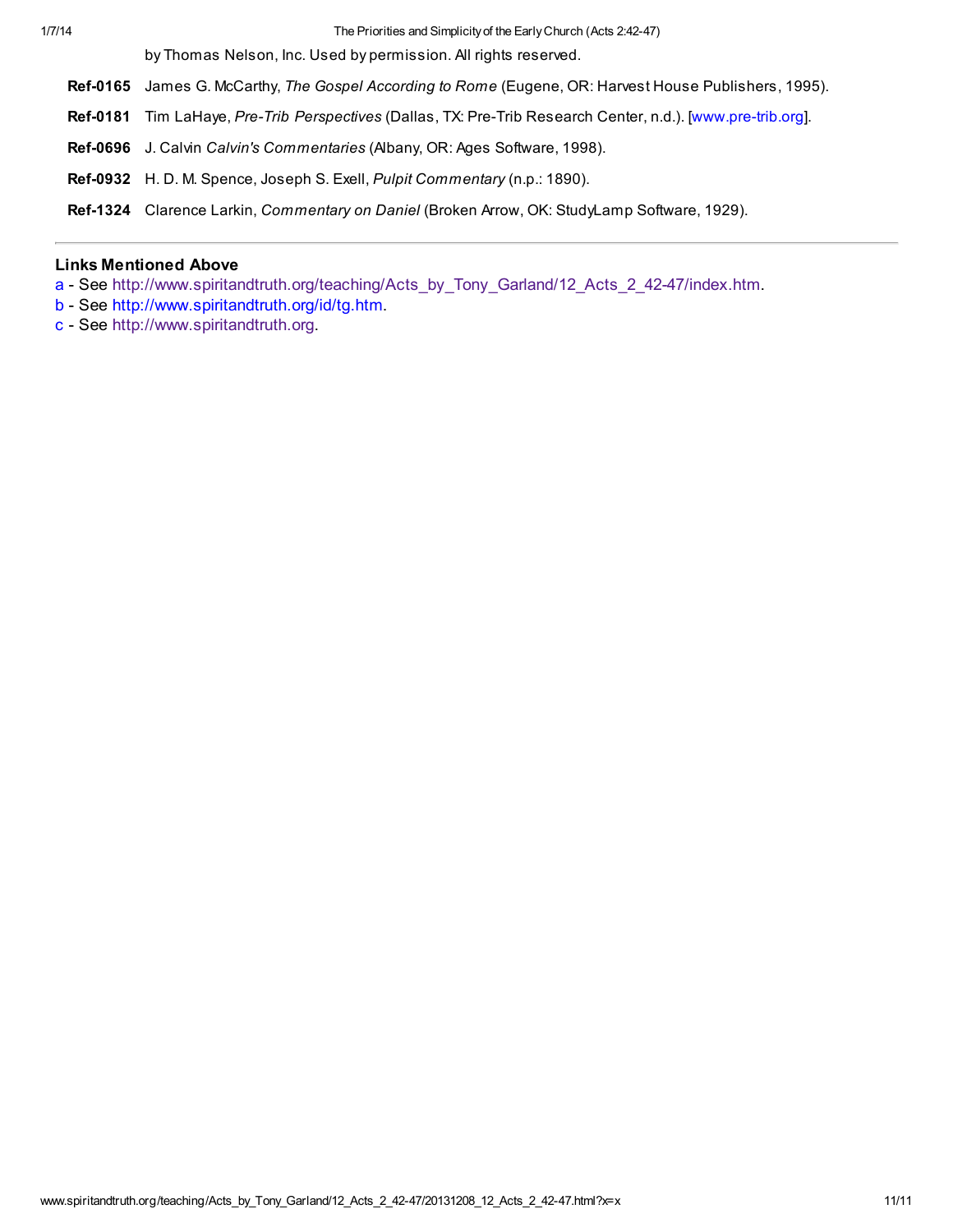by Thomas Nelson, Inc. Used by permission. All rights reserved.

**Ref-0165** James G. McCarthy, *The Gospel According to Rome* (Eugene, OR: Harvest House Publishers, 1995).

**Ref-0181** Tim LaHaye, *Pre-Trib Perspectives* (Dallas, TX: Pre-Trib Research Center, n.d.). [www.pre-trib.org].

**Ref-0696** J. Calvin *Calvin's Commentaries* (Albany, OR: Ages Software, 1998).

**Ref-0932** H. D. M. Spence, Joseph S. Exell, *Pulpit Commentary* (n.p.: 1890).

**Ref-1324** Clarence Larkin, *Commentary on Daniel* (Broken Arrow, OK: StudyLamp Software, 1929).

---

**Links Mentioned Above**

a - See http://www.spiritandtruth.org/teaching/Acts_by_Tony_Garland/12_Acts_2_42-47/index.htm.
b - See http://www.spiritandtruth.org/id/tg.htm.
c - See http://www.spiritandtruth.org.